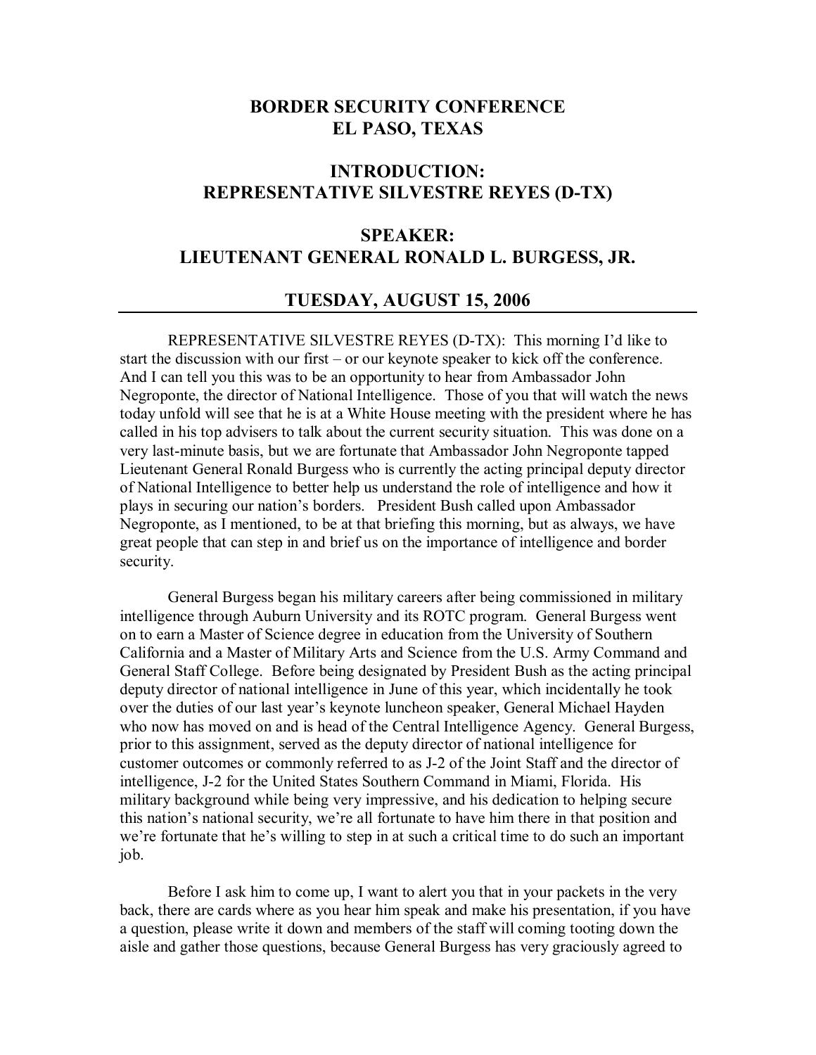# BORDER SECURITY CONFERENCE
# EL PASO, TEXAS

## INTRODUCTION:
## REPRESENTATIVE SILVESTRE REYES (D-TX)

## SPEAKER:
## LIEUTENANT GENERAL RONALD L. BURGESS, JR.

## TUESDAY, AUGUST 15, 2006

---

REPRESENTATIVE SILVESTRE REYES (D-TX): This morning I'd like to start the discussion with our first – or our keynote speaker to kick off the conference. And I can tell you this was to be an opportunity to hear from Ambassador John Negroponte, the director of National Intelligence. Those of you that will watch the news today unfold will see that he is at a White House meeting with the president where he has called in his top advisers to talk about the current security situation. This was done on a very last-minute basis, but we are fortunate that Ambassador John Negroponte tapped Lieutenant General Ronald Burgess who is currently the acting principal deputy director of National Intelligence to better help us understand the role of intelligence and how it plays in securing our nation's borders. President Bush called upon Ambassador Negroponte, as I mentioned, to be at that briefing this morning, but as always, we have great people that can step in and brief us on the importance of intelligence and border security.

General Burgess began his military careers after being commissioned in military intelligence through Auburn University and its ROTC program. General Burgess went on to earn a Master of Science degree in education from the University of Southern California and a Master of Military Arts and Science from the U.S. Army Command and General Staff College. Before being designated by President Bush as the acting principal deputy director of national intelligence in June of this year, which incidentally he took over the duties of our last year's keynote luncheon speaker, General Michael Hayden who now has moved on and is head of the Central Intelligence Agency. General Burgess, prior to this assignment, served as the deputy director of national intelligence for customer outcomes or commonly referred to as J-2 of the Joint Staff and the director of intelligence, J-2 for the United States Southern Command in Miami, Florida. His military background while being very impressive, and his dedication to helping secure this nation's national security, we're all fortunate to have him there in that position and we're fortunate that he's willing to step in at such a critical time to do such an important job.

Before I ask him to come up, I want to alert you that in your packets in the very back, there are cards where as you hear him speak and make his presentation, if you have a question, please write it down and members of the staff will coming tooting down the aisle and gather those questions, because General Burgess has very graciously agreed to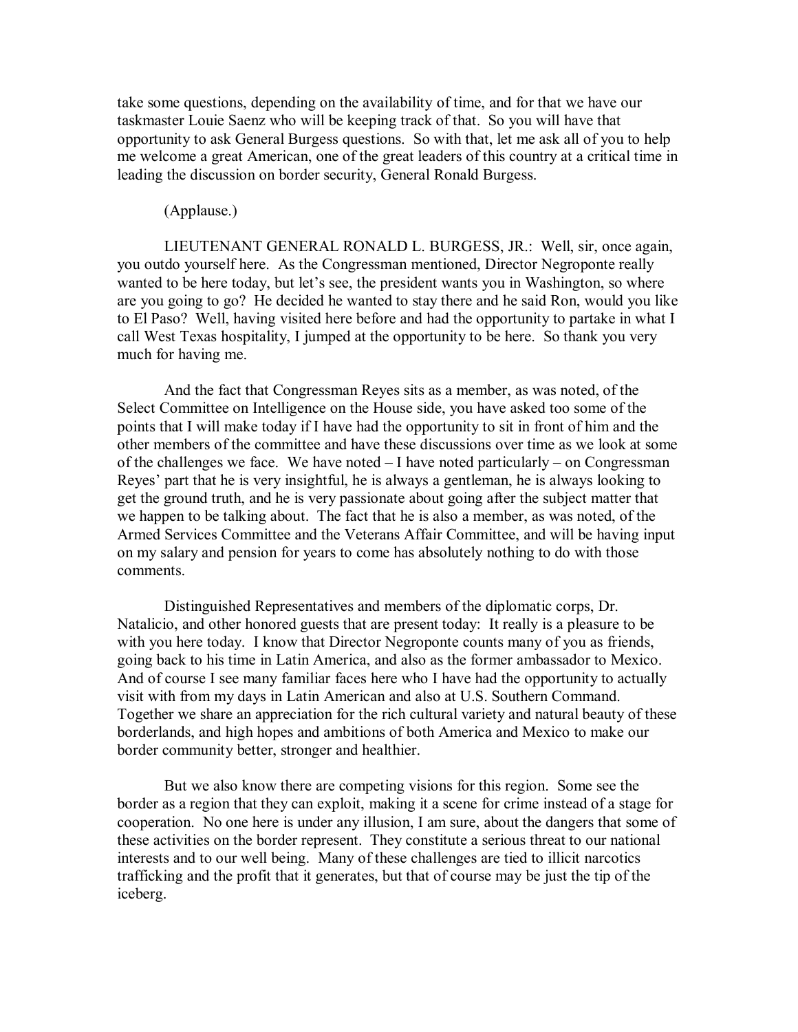take some questions, depending on the availability of time, and for that we have our taskmaster Louie Saenz who will be keeping track of that. So you will have that opportunity to ask General Burgess questions. So with that, let me ask all of you to help me welcome a great American, one of the great leaders of this country at a critical time in leading the discussion on border security, General Ronald Burgess.

(Applause.)

LIEUTENANT GENERAL RONALD L. BURGESS, JR.: Well, sir, once again, you outdo yourself here. As the Congressman mentioned, Director Negroponte really wanted to be here today, but let's see, the president wants you in Washington, so where are you going to go? He decided he wanted to stay there and he said Ron, would you like to El Paso? Well, having visited here before and had the opportunity to partake in what I call West Texas hospitality, I jumped at the opportunity to be here. So thank you very much for having me.

And the fact that Congressman Reyes sits as a member, as was noted, of the Select Committee on Intelligence on the House side, you have asked too some of the points that I will make today if I have had the opportunity to sit in front of him and the other members of the committee and have these discussions over time as we look at some of the challenges we face. We have noted – I have noted particularly – on Congressman Reyes' part that he is very insightful, he is always a gentleman, he is always looking to get the ground truth, and he is very passionate about going after the subject matter that we happen to be talking about. The fact that he is also a member, as was noted, of the Armed Services Committee and the Veterans Affair Committee, and will be having input on my salary and pension for years to come has absolutely nothing to do with those comments.

Distinguished Representatives and members of the diplomatic corps, Dr. Natalicio, and other honored guests that are present today: It really is a pleasure to be with you here today. I know that Director Negroponte counts many of you as friends, going back to his time in Latin America, and also as the former ambassador to Mexico. And of course I see many familiar faces here who I have had the opportunity to actually visit with from my days in Latin American and also at U.S. Southern Command. Together we share an appreciation for the rich cultural variety and natural beauty of these borderlands, and high hopes and ambitions of both America and Mexico to make our border community better, stronger and healthier.

But we also know there are competing visions for this region. Some see the border as a region that they can exploit, making it a scene for crime instead of a stage for cooperation. No one here is under any illusion, I am sure, about the dangers that some of these activities on the border represent. They constitute a serious threat to our national interests and to our well being. Many of these challenges are tied to illicit narcotics trafficking and the profit that it generates, but that of course may be just the tip of the iceberg.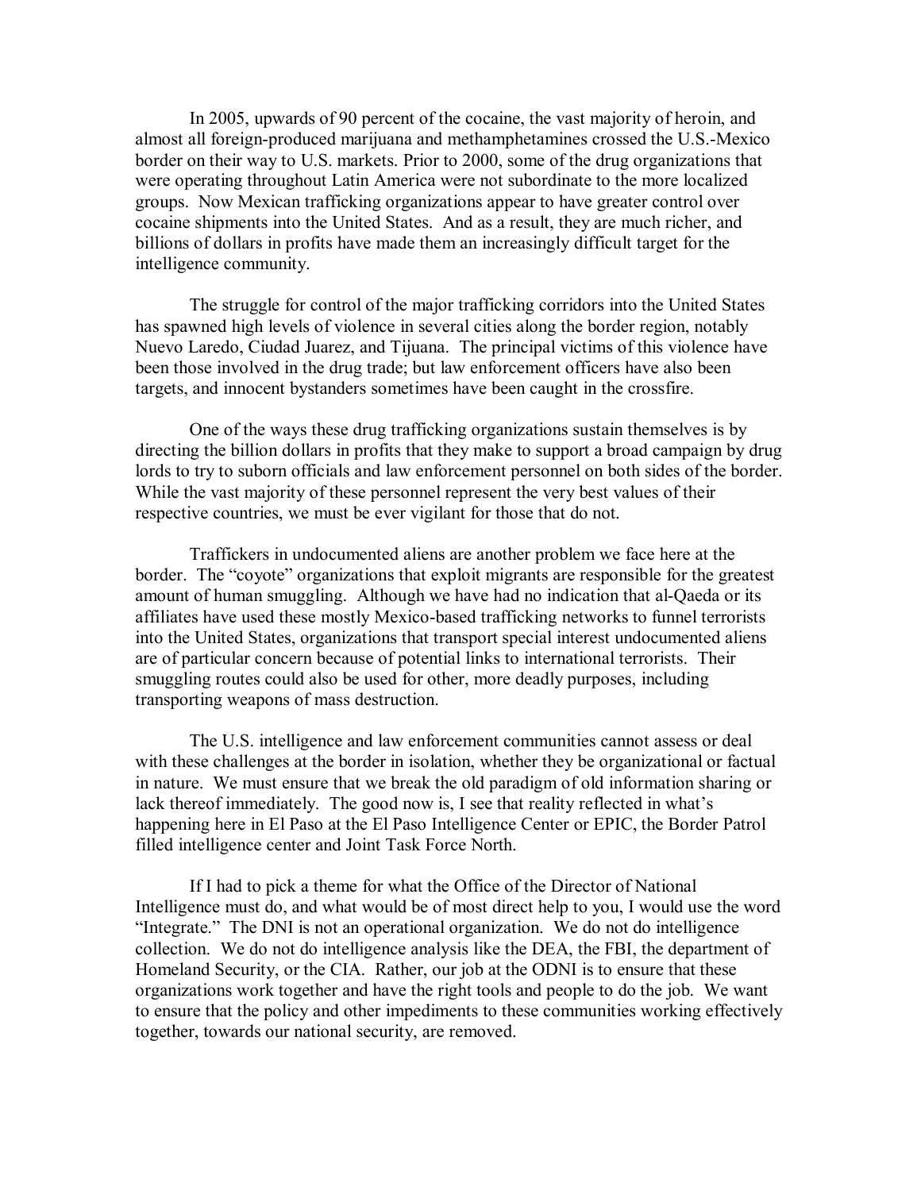In 2005, upwards of 90 percent of the cocaine, the vast majority of heroin, and almost all foreign-produced marijuana and methamphetamines crossed the U.S.-Mexico border on their way to U.S. markets. Prior to 2000, some of the drug organizations that were operating throughout Latin America were not subordinate to the more localized groups. Now Mexican trafficking organizations appear to have greater control over cocaine shipments into the United States. And as a result, they are much richer, and billions of dollars in profits have made them an increasingly difficult target for the intelligence community.

The struggle for control of the major trafficking corridors into the United States has spawned high levels of violence in several cities along the border region, notably Nuevo Laredo, Ciudad Juarez, and Tijuana. The principal victims of this violence have been those involved in the drug trade; but law enforcement officers have also been targets, and innocent bystanders sometimes have been caught in the crossfire.

One of the ways these drug trafficking organizations sustain themselves is by directing the billion dollars in profits that they make to support a broad campaign by drug lords to try to suborn officials and law enforcement personnel on both sides of the border. While the vast majority of these personnel represent the very best values of their respective countries, we must be ever vigilant for those that do not.

Traffickers in undocumented aliens are another problem we face here at the border. The "coyote" organizations that exploit migrants are responsible for the greatest amount of human smuggling. Although we have had no indication that al-Qaeda or its affiliates have used these mostly Mexico-based trafficking networks to funnel terrorists into the United States, organizations that transport special interest undocumented aliens are of particular concern because of potential links to international terrorists. Their smuggling routes could also be used for other, more deadly purposes, including transporting weapons of mass destruction.

The U.S. intelligence and law enforcement communities cannot assess or deal with these challenges at the border in isolation, whether they be organizational or factual in nature. We must ensure that we break the old paradigm of old information sharing or lack thereof immediately. The good now is, I see that reality reflected in what's happening here in El Paso at the El Paso Intelligence Center or EPIC, the Border Patrol filled intelligence center and Joint Task Force North.

If I had to pick a theme for what the Office of the Director of National Intelligence must do, and what would be of most direct help to you, I would use the word "Integrate." The DNI is not an operational organization. We do not do intelligence collection. We do not do intelligence analysis like the DEA, the FBI, the department of Homeland Security, or the CIA. Rather, our job at the ODNI is to ensure that these organizations work together and have the right tools and people to do the job. We want to ensure that the policy and other impediments to these communities working effectively together, towards our national security, are removed.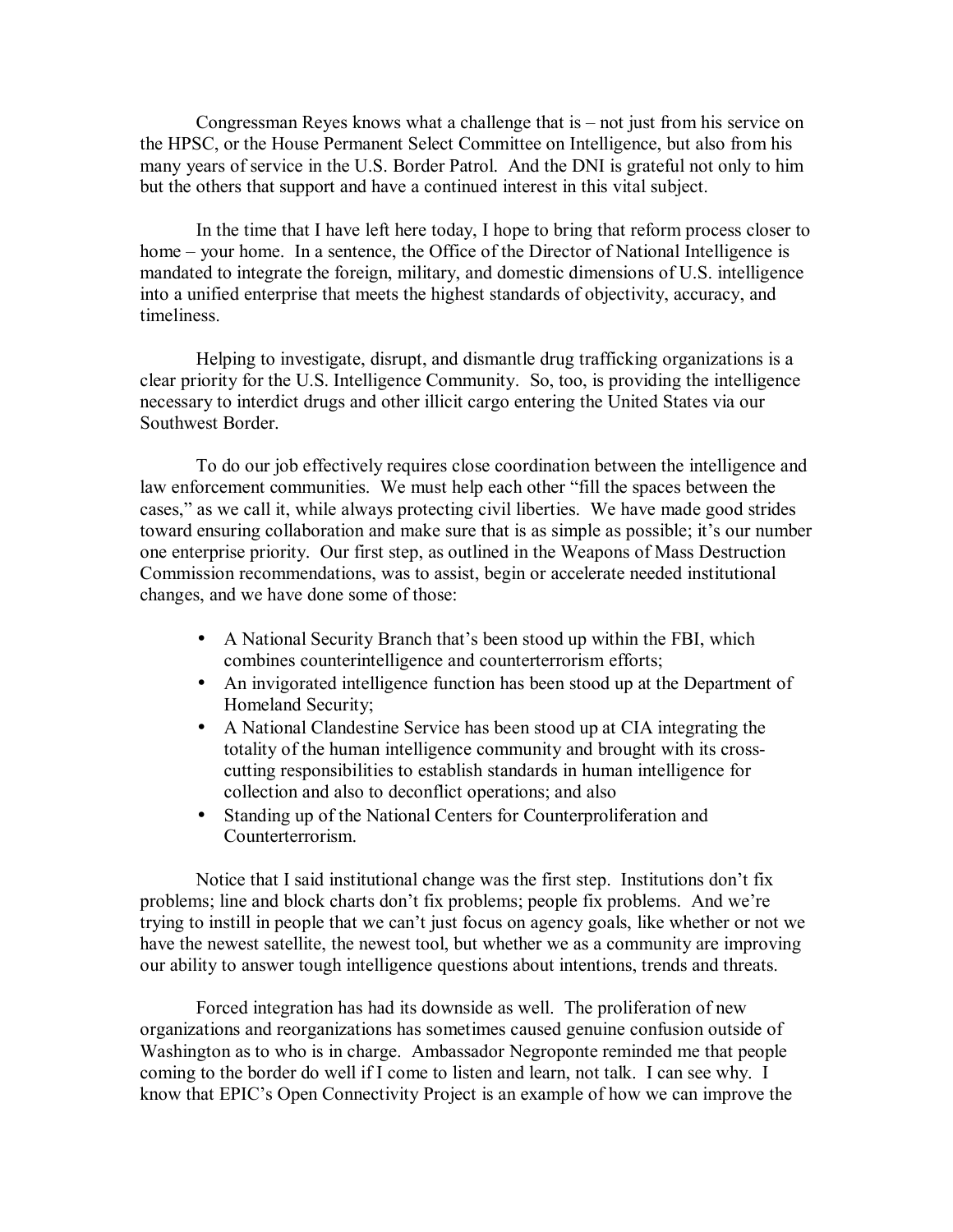Congressman Reyes knows what a challenge that is – not just from his service on the HPSC, or the House Permanent Select Committee on Intelligence, but also from his many years of service in the U.S. Border Patrol. And the DNI is grateful not only to him but the others that support and have a continued interest in this vital subject.

In the time that I have left here today, I hope to bring that reform process closer to home – your home. In a sentence, the Office of the Director of National Intelligence is mandated to integrate the foreign, military, and domestic dimensions of U.S. intelligence into a unified enterprise that meets the highest standards of objectivity, accuracy, and timeliness.

Helping to investigate, disrupt, and dismantle drug trafficking organizations is a clear priority for the U.S. Intelligence Community. So, too, is providing the intelligence necessary to interdict drugs and other illicit cargo entering the United States via our Southwest Border.

To do our job effectively requires close coordination between the intelligence and law enforcement communities. We must help each other "fill the spaces between the cases," as we call it, while always protecting civil liberties. We have made good strides toward ensuring collaboration and make sure that is as simple as possible; it's our number one enterprise priority. Our first step, as outlined in the Weapons of Mass Destruction Commission recommendations, was to assist, begin or accelerate needed institutional changes, and we have done some of those:

- A National Security Branch that's been stood up within the FBI, which combines counterintelligence and counterterrorism efforts;
- An invigorated intelligence function has been stood up at the Department of Homeland Security;
- A National Clandestine Service has been stood up at CIA integrating the totality of the human intelligence community and brought with its cross-cutting responsibilities to establish standards in human intelligence for collection and also to deconflict operations; and also
- Standing up of the National Centers for Counterproliferation and Counterterrorism.

Notice that I said institutional change was the first step. Institutions don't fix problems; line and block charts don't fix problems; people fix problems. And we're trying to instill in people that we can't just focus on agency goals, like whether or not we have the newest satellite, the newest tool, but whether we as a community are improving our ability to answer tough intelligence questions about intentions, trends and threats.

Forced integration has had its downside as well. The proliferation of new organizations and reorganizations has sometimes caused genuine confusion outside of Washington as to who is in charge. Ambassador Negroponte reminded me that people coming to the border do well if I come to listen and learn, not talk. I can see why. I know that EPIC's Open Connectivity Project is an example of how we can improve the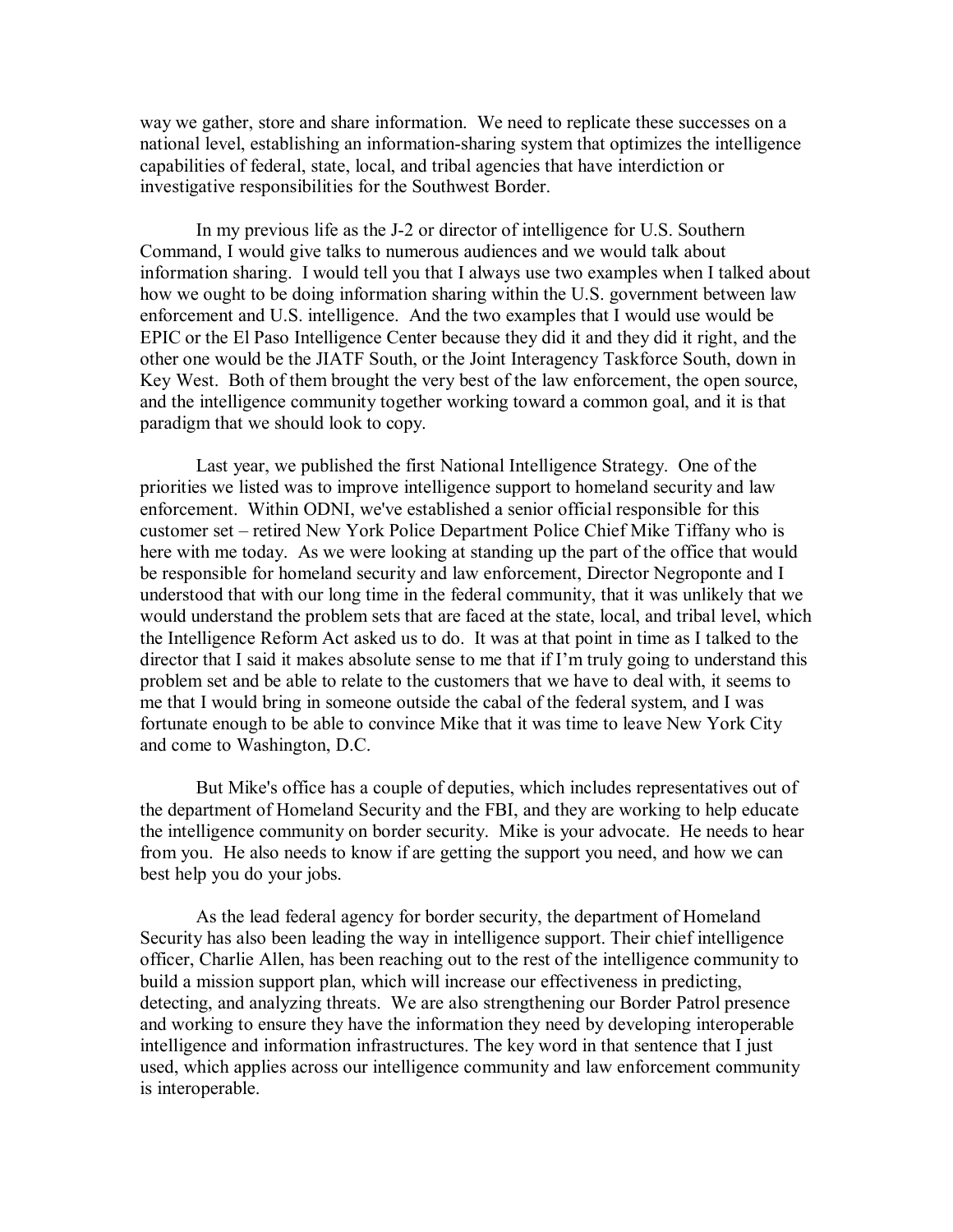way we gather, store and share information. We need to replicate these successes on a national level, establishing an information-sharing system that optimizes the intelligence capabilities of federal, state, local, and tribal agencies that have interdiction or investigative responsibilities for the Southwest Border.

In my previous life as the J-2 or director of intelligence for U.S. Southern Command, I would give talks to numerous audiences and we would talk about information sharing. I would tell you that I always use two examples when I talked about how we ought to be doing information sharing within the U.S. government between law enforcement and U.S. intelligence. And the two examples that I would use would be EPIC or the El Paso Intelligence Center because they did it and they did it right, and the other one would be the JIATF South, or the Joint Interagency Taskforce South, down in Key West. Both of them brought the very best of the law enforcement, the open source, and the intelligence community together working toward a common goal, and it is that paradigm that we should look to copy.

Last year, we published the first National Intelligence Strategy. One of the priorities we listed was to improve intelligence support to homeland security and law enforcement. Within ODNI, we've established a senior official responsible for this customer set – retired New York Police Department Police Chief Mike Tiffany who is here with me today. As we were looking at standing up the part of the office that would be responsible for homeland security and law enforcement, Director Negroponte and I understood that with our long time in the federal community, that it was unlikely that we would understand the problem sets that are faced at the state, local, and tribal level, which the Intelligence Reform Act asked us to do. It was at that point in time as I talked to the director that I said it makes absolute sense to me that if I'm truly going to understand this problem set and be able to relate to the customers that we have to deal with, it seems to me that I would bring in someone outside the cabal of the federal system, and I was fortunate enough to be able to convince Mike that it was time to leave New York City and come to Washington, D.C.

But Mike's office has a couple of deputies, which includes representatives out of the department of Homeland Security and the FBI, and they are working to help educate the intelligence community on border security. Mike is your advocate. He needs to hear from you. He also needs to know if are getting the support you need, and how we can best help you do your jobs.

As the lead federal agency for border security, the department of Homeland Security has also been leading the way in intelligence support. Their chief intelligence officer, Charlie Allen, has been reaching out to the rest of the intelligence community to build a mission support plan, which will increase our effectiveness in predicting, detecting, and analyzing threats. We are also strengthening our Border Patrol presence and working to ensure they have the information they need by developing interoperable intelligence and information infrastructures. The key word in that sentence that I just used, which applies across our intelligence community and law enforcement community is interoperable.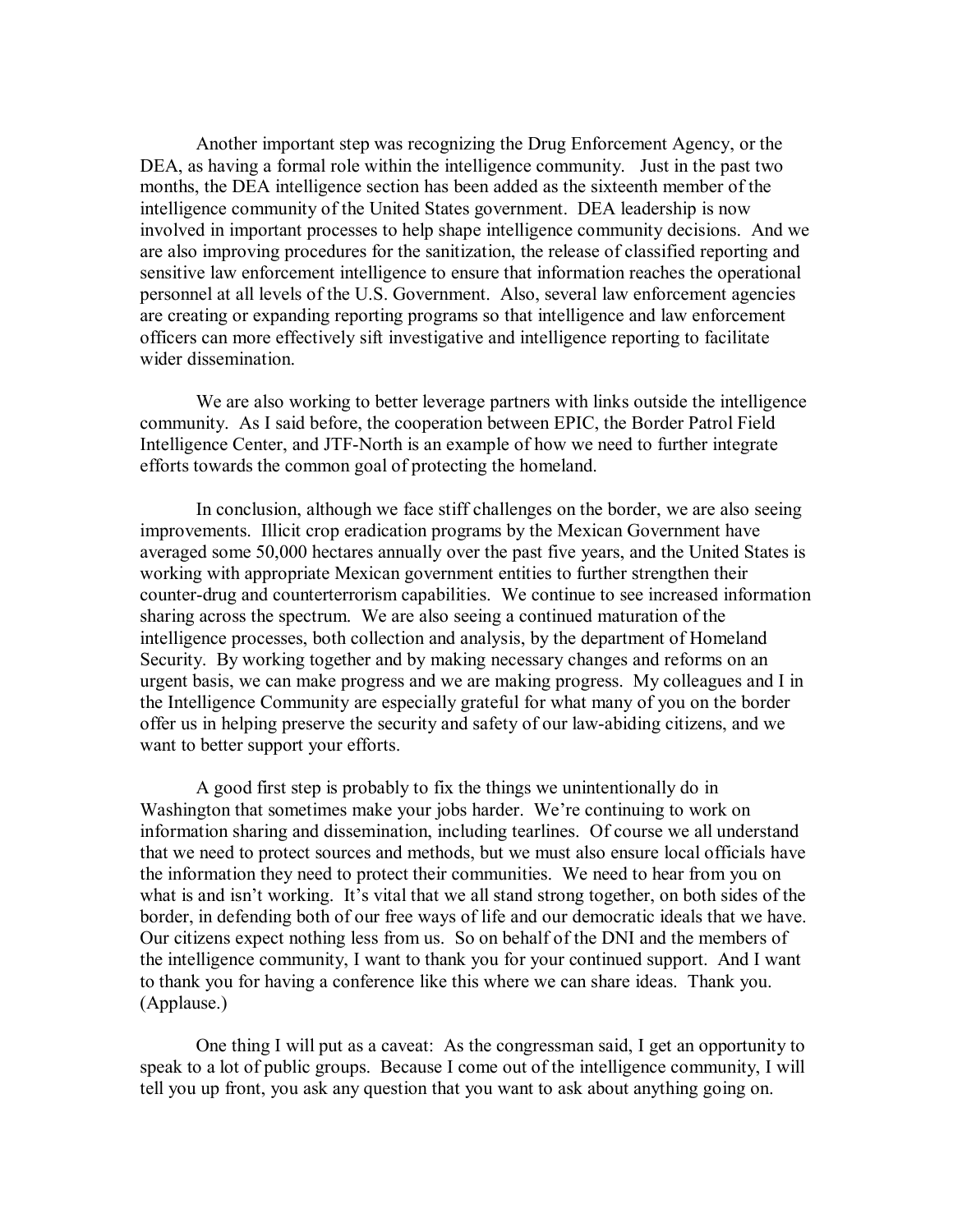Another important step was recognizing the Drug Enforcement Agency, or the DEA, as having a formal role within the intelligence community. Just in the past two months, the DEA intelligence section has been added as the sixteenth member of the intelligence community of the United States government. DEA leadership is now involved in important processes to help shape intelligence community decisions. And we are also improving procedures for the sanitization, the release of classified reporting and sensitive law enforcement intelligence to ensure that information reaches the operational personnel at all levels of the U.S. Government. Also, several law enforcement agencies are creating or expanding reporting programs so that intelligence and law enforcement officers can more effectively sift investigative and intelligence reporting to facilitate wider dissemination.

We are also working to better leverage partners with links outside the intelligence community. As I said before, the cooperation between EPIC, the Border Patrol Field Intelligence Center, and JTF-North is an example of how we need to further integrate efforts towards the common goal of protecting the homeland.

In conclusion, although we face stiff challenges on the border, we are also seeing improvements. Illicit crop eradication programs by the Mexican Government have averaged some 50,000 hectares annually over the past five years, and the United States is working with appropriate Mexican government entities to further strengthen their counter-drug and counterterrorism capabilities. We continue to see increased information sharing across the spectrum. We are also seeing a continued maturation of the intelligence processes, both collection and analysis, by the department of Homeland Security. By working together and by making necessary changes and reforms on an urgent basis, we can make progress and we are making progress. My colleagues and I in the Intelligence Community are especially grateful for what many of you on the border offer us in helping preserve the security and safety of our law-abiding citizens, and we want to better support your efforts.

A good first step is probably to fix the things we unintentionally do in Washington that sometimes make your jobs harder. We're continuing to work on information sharing and dissemination, including tearlines. Of course we all understand that we need to protect sources and methods, but we must also ensure local officials have the information they need to protect their communities. We need to hear from you on what is and isn't working. It's vital that we all stand strong together, on both sides of the border, in defending both of our free ways of life and our democratic ideals that we have. Our citizens expect nothing less from us. So on behalf of the DNI and the members of the intelligence community, I want to thank you for your continued support. And I want to thank you for having a conference like this where we can share ideas. Thank you. (Applause.)

One thing I will put as a caveat: As the congressman said, I get an opportunity to speak to a lot of public groups. Because I come out of the intelligence community, I will tell you up front, you ask any question that you want to ask about anything going on.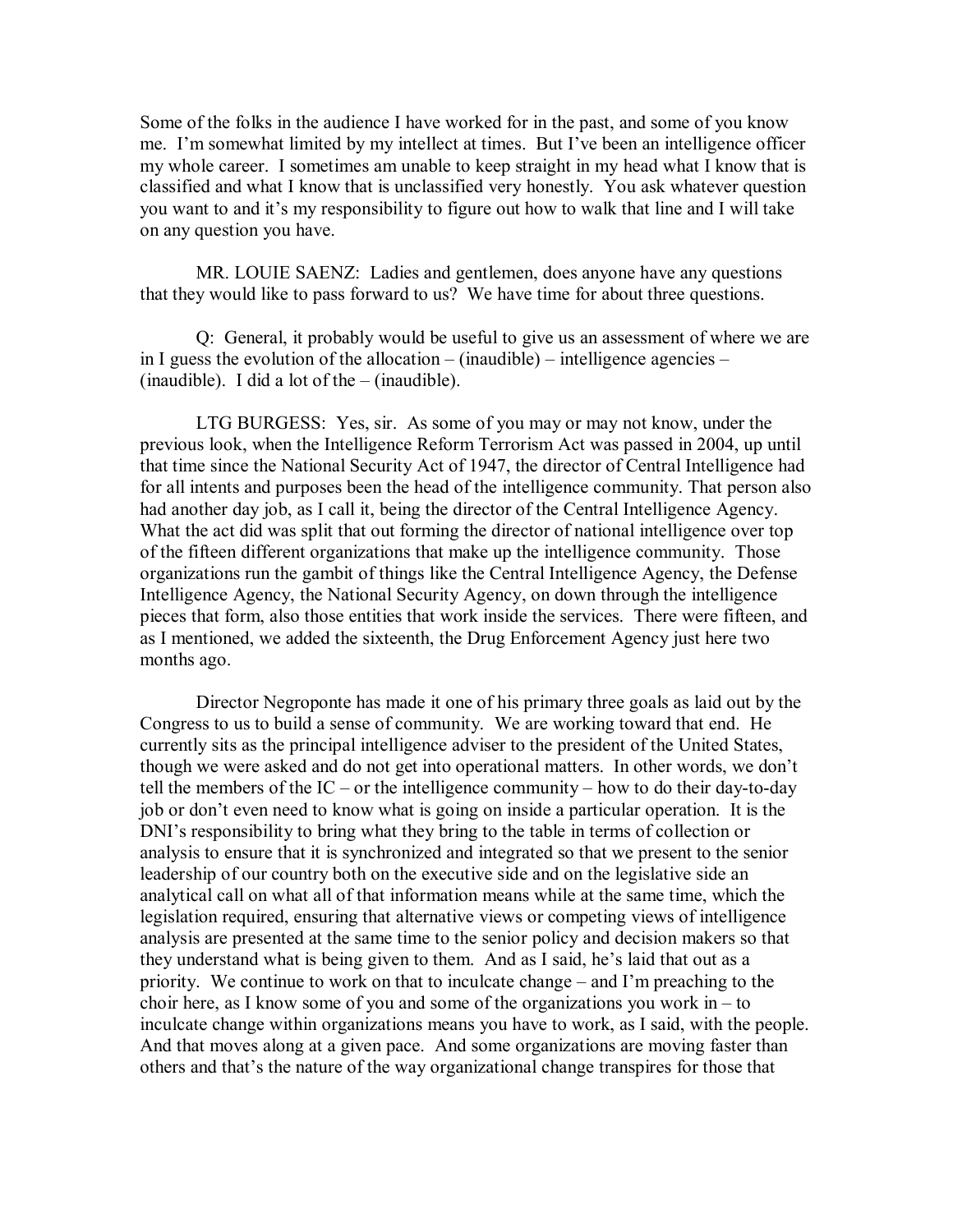Some of the folks in the audience I have worked for in the past, and some of you know me. I'm somewhat limited by my intellect at times. But I've been an intelligence officer my whole career. I sometimes am unable to keep straight in my head what I know that is classified and what I know that is unclassified very honestly. You ask whatever question you want to and it's my responsibility to figure out how to walk that line and I will take on any question you have.

MR. LOUIE SAENZ: Ladies and gentlemen, does anyone have any questions that they would like to pass forward to us? We have time for about three questions.

Q: General, it probably would be useful to give us an assessment of where we are in I guess the evolution of the allocation – (inaudible) – intelligence agencies – (inaudible). I did a lot of the – (inaudible).

LTG BURGESS: Yes, sir. As some of you may or may not know, under the previous look, when the Intelligence Reform Terrorism Act was passed in 2004, up until that time since the National Security Act of 1947, the director of Central Intelligence had for all intents and purposes been the head of the intelligence community. That person also had another day job, as I call it, being the director of the Central Intelligence Agency. What the act did was split that out forming the director of national intelligence over top of the fifteen different organizations that make up the intelligence community. Those organizations run the gambit of things like the Central Intelligence Agency, the Defense Intelligence Agency, the National Security Agency, on down through the intelligence pieces that form, also those entities that work inside the services. There were fifteen, and as I mentioned, we added the sixteenth, the Drug Enforcement Agency just here two months ago.

Director Negroponte has made it one of his primary three goals as laid out by the Congress to us to build a sense of community. We are working toward that end. He currently sits as the principal intelligence adviser to the president of the United States, though we were asked and do not get into operational matters. In other words, we don't tell the members of the IC – or the intelligence community – how to do their day-to-day job or don't even need to know what is going on inside a particular operation. It is the DNI's responsibility to bring what they bring to the table in terms of collection or analysis to ensure that it is synchronized and integrated so that we present to the senior leadership of our country both on the executive side and on the legislative side an analytical call on what all of that information means while at the same time, which the legislation required, ensuring that alternative views or competing views of intelligence analysis are presented at the same time to the senior policy and decision makers so that they understand what is being given to them. And as I said, he's laid that out as a priority. We continue to work on that to inculcate change – and I'm preaching to the choir here, as I know some of you and some of the organizations you work in – to inculcate change within organizations means you have to work, as I said, with the people. And that moves along at a given pace. And some organizations are moving faster than others and that's the nature of the way organizational change transpires for those that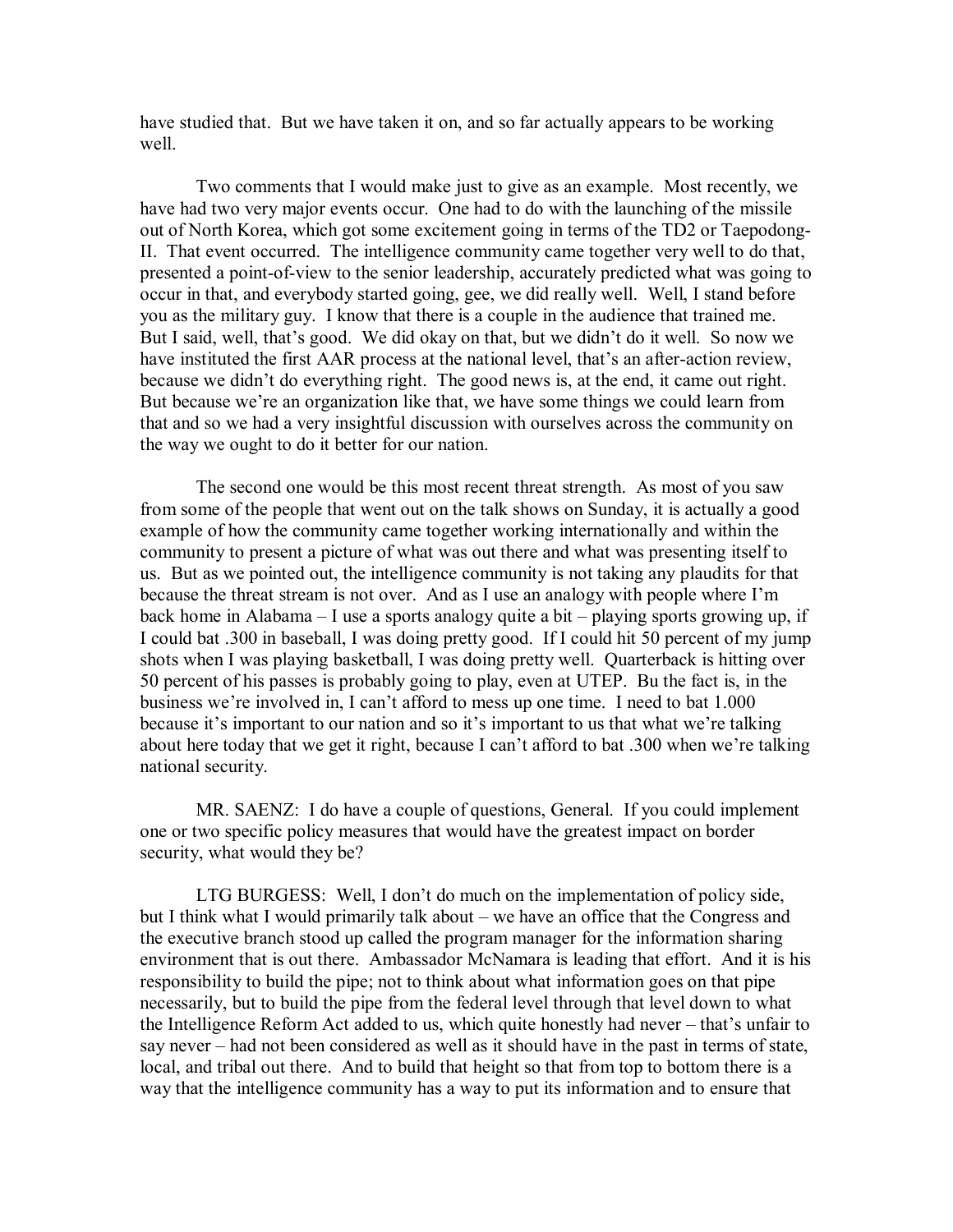have studied that. But we have taken it on, and so far actually appears to be working well.

Two comments that I would make just to give as an example. Most recently, we have had two very major events occur. One had to do with the launching of the missile out of North Korea, which got some excitement going in terms of the TD2 or Taepodong-II. That event occurred. The intelligence community came together very well to do that, presented a point-of-view to the senior leadership, accurately predicted what was going to occur in that, and everybody started going, gee, we did really well. Well, I stand before you as the military guy. I know that there is a couple in the audience that trained me. But I said, well, that's good. We did okay on that, but we didn't do it well. So now we have instituted the first AAR process at the national level, that's an after-action review, because we didn't do everything right. The good news is, at the end, it came out right. But because we're an organization like that, we have some things we could learn from that and so we had a very insightful discussion with ourselves across the community on the way we ought to do it better for our nation.

The second one would be this most recent threat strength. As most of you saw from some of the people that went out on the talk shows on Sunday, it is actually a good example of how the community came together working internationally and within the community to present a picture of what was out there and what was presenting itself to us. But as we pointed out, the intelligence community is not taking any plaudits for that because the threat stream is not over. And as I use an analogy with people where I'm back home in Alabama – I use a sports analogy quite a bit – playing sports growing up, if I could bat .300 in baseball, I was doing pretty good. If I could hit 50 percent of my jump shots when I was playing basketball, I was doing pretty well. Quarterback is hitting over 50 percent of his passes is probably going to play, even at UTEP. Bu the fact is, in the business we're involved in, I can't afford to mess up one time. I need to bat 1.000 because it's important to our nation and so it's important to us that what we're talking about here today that we get it right, because I can't afford to bat .300 when we're talking national security.

MR. SAENZ: I do have a couple of questions, General. If you could implement one or two specific policy measures that would have the greatest impact on border security, what would they be?

LTG BURGESS: Well, I don't do much on the implementation of policy side, but I think what I would primarily talk about – we have an office that the Congress and the executive branch stood up called the program manager for the information sharing environment that is out there. Ambassador McNamara is leading that effort. And it is his responsibility to build the pipe; not to think about what information goes on that pipe necessarily, but to build the pipe from the federal level through that level down to what the Intelligence Reform Act added to us, which quite honestly had never – that's unfair to say never – had not been considered as well as it should have in the past in terms of state, local, and tribal out there. And to build that height so that from top to bottom there is a way that the intelligence community has a way to put its information and to ensure that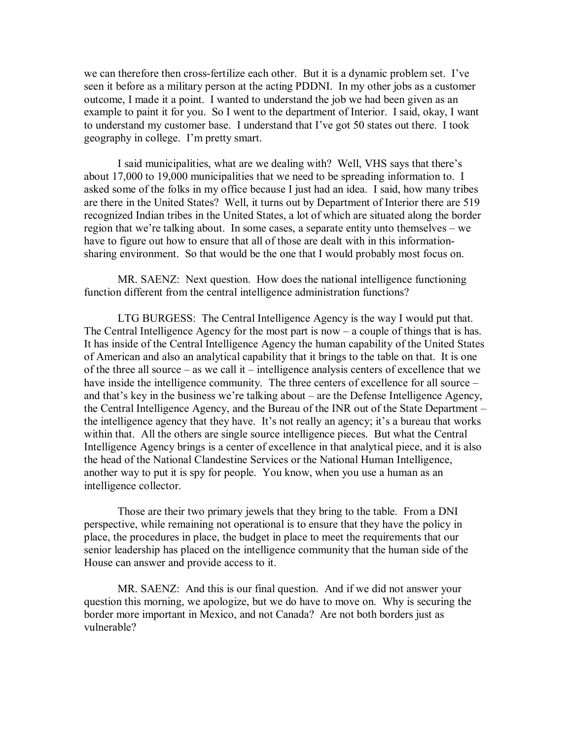we can therefore then cross-fertilize each other. But it is a dynamic problem set. I've seen it before as a military person at the acting PDDNI. In my other jobs as a customer outcome, I made it a point. I wanted to understand the job we had been given as an example to paint it for you. So I went to the department of Interior. I said, okay, I want to understand my customer base. I understand that I've got 50 states out there. I took geography in college. I'm pretty smart.

I said municipalities, what are we dealing with? Well, VHS says that there's about 17,000 to 19,000 municipalities that we need to be spreading information to. I asked some of the folks in my office because I just had an idea. I said, how many tribes are there in the United States? Well, it turns out by Department of Interior there are 519 recognized Indian tribes in the United States, a lot of which are situated along the border region that we're talking about. In some cases, a separate entity unto themselves – we have to figure out how to ensure that all of those are dealt with in this information-sharing environment. So that would be the one that I would probably most focus on.

MR. SAENZ: Next question. How does the national intelligence functioning function different from the central intelligence administration functions?

LTG BURGESS: The Central Intelligence Agency is the way I would put that. The Central Intelligence Agency for the most part is now – a couple of things that is has. It has inside of the Central Intelligence Agency the human capability of the United States of American and also an analytical capability that it brings to the table on that. It is one of the three all source – as we call it – intelligence analysis centers of excellence that we have inside the intelligence community. The three centers of excellence for all source – and that's key in the business we're talking about – are the Defense Intelligence Agency, the Central Intelligence Agency, and the Bureau of the INR out of the State Department – the intelligence agency that they have. It's not really an agency; it's a bureau that works within that. All the others are single source intelligence pieces. But what the Central Intelligence Agency brings is a center of excellence in that analytical piece, and it is also the head of the National Clandestine Services or the National Human Intelligence, another way to put it is spy for people. You know, when you use a human as an intelligence collector.

Those are their two primary jewels that they bring to the table. From a DNI perspective, while remaining not operational is to ensure that they have the policy in place, the procedures in place, the budget in place to meet the requirements that our senior leadership has placed on the intelligence community that the human side of the House can answer and provide access to it.

MR. SAENZ: And this is our final question. And if we did not answer your question this morning, we apologize, but we do have to move on. Why is securing the border more important in Mexico, and not Canada? Are not both borders just as vulnerable?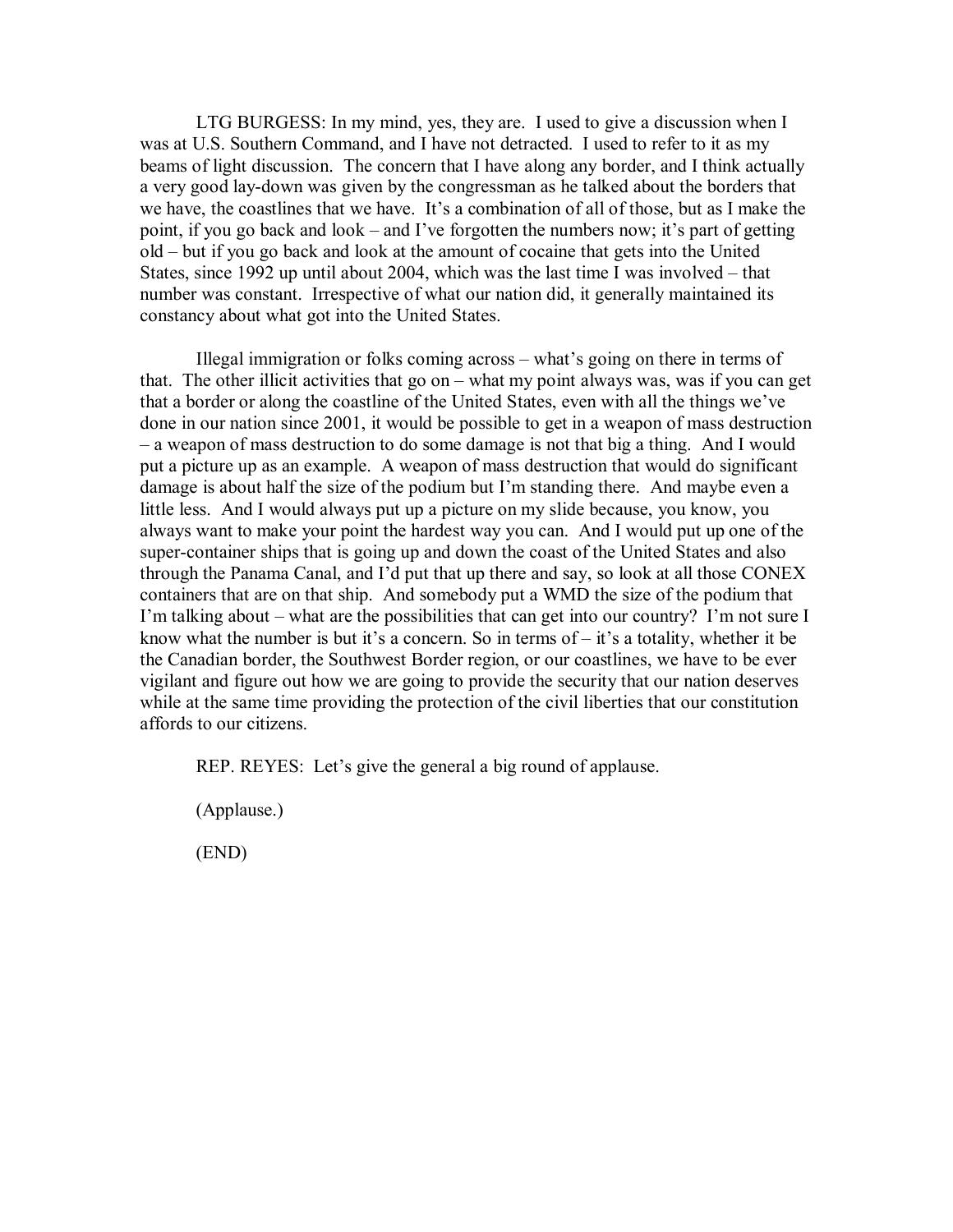LTG BURGESS: In my mind, yes, they are. I used to give a discussion when I was at U.S. Southern Command, and I have not detracted. I used to refer to it as my beams of light discussion. The concern that I have along any border, and I think actually a very good lay-down was given by the congressman as he talked about the borders that we have, the coastlines that we have. It's a combination of all of those, but as I make the point, if you go back and look – and I've forgotten the numbers now; it's part of getting old – but if you go back and look at the amount of cocaine that gets into the United States, since 1992 up until about 2004, which was the last time I was involved – that number was constant. Irrespective of what our nation did, it generally maintained its constancy about what got into the United States.

Illegal immigration or folks coming across – what's going on there in terms of that. The other illicit activities that go on – what my point always was, was if you can get that a border or along the coastline of the United States, even with all the things we've done in our nation since 2001, it would be possible to get in a weapon of mass destruction – a weapon of mass destruction to do some damage is not that big a thing. And I would put a picture up as an example. A weapon of mass destruction that would do significant damage is about half the size of the podium but I'm standing there. And maybe even a little less. And I would always put up a picture on my slide because, you know, you always want to make your point the hardest way you can. And I would put up one of the super-container ships that is going up and down the coast of the United States and also through the Panama Canal, and I'd put that up there and say, so look at all those CONEX containers that are on that ship. And somebody put a WMD the size of the podium that I'm talking about – what are the possibilities that can get into our country? I'm not sure I know what the number is but it's a concern. So in terms of – it's a totality, whether it be the Canadian border, the Southwest Border region, or our coastlines, we have to be ever vigilant and figure out how we are going to provide the security that our nation deserves while at the same time providing the protection of the civil liberties that our constitution affords to our citizens.

REP. REYES: Let's give the general a big round of applause.

(Applause.)

(END)